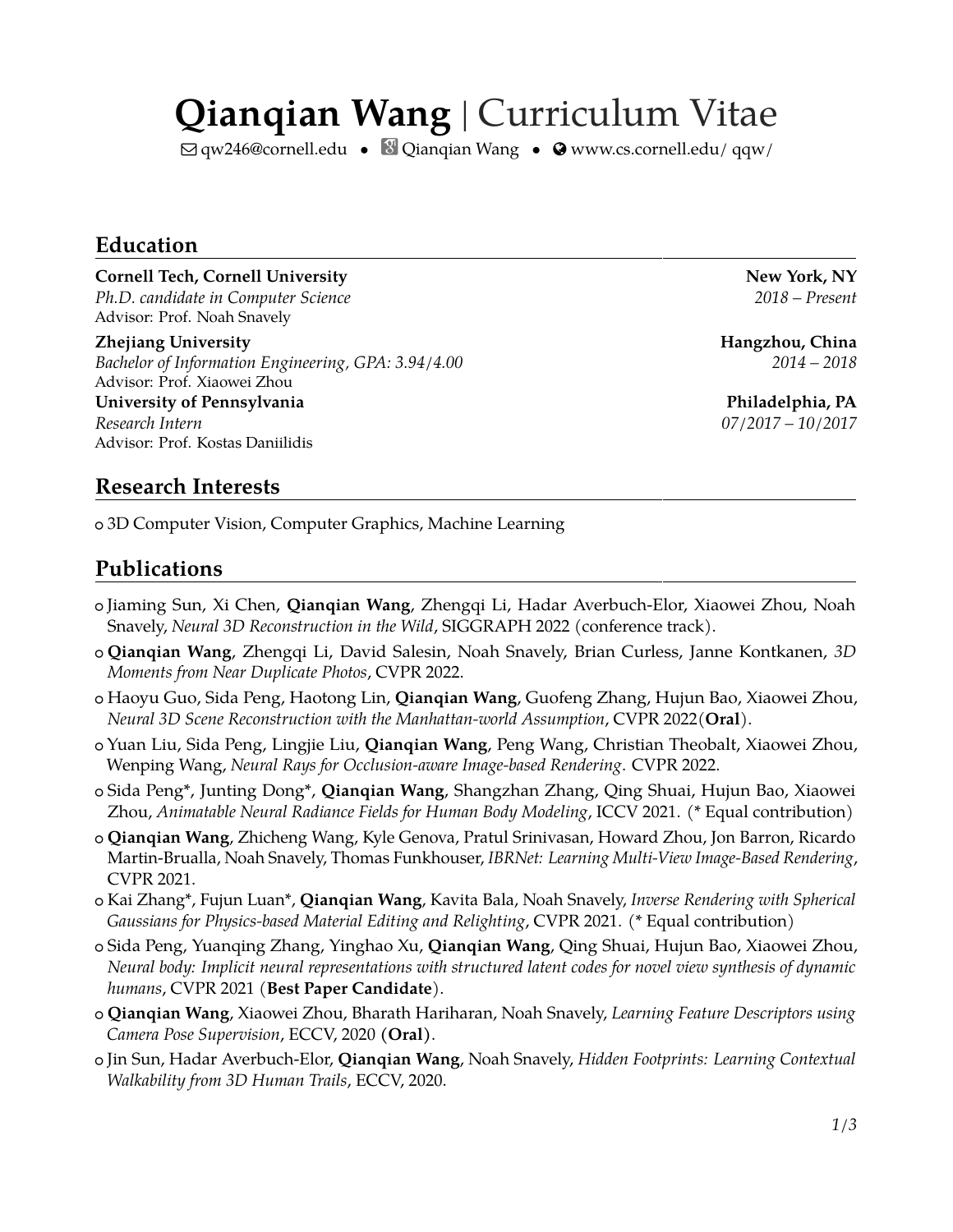# **Qianqian Wang** | Curriculum Vitae

qw246@cornell.edu • Qianqian Wang • www.cs.cornell.edu/ qqw/

## Education

**Cornell Tech, Cornell University** — **New York, NY**
*Ph.D. candidate in Computer Science* — *2018 – Present*
Advisor: Prof. Noah Snavely

**Zhejiang University** — **Hangzhou, China**
*Bachelor of Information Engineering, GPA: 3.94/4.00* — *2014 – 2018*
Advisor: Prof. Xiaowei Zhou

**University of Pennsylvania** — **Philadelphia, PA**
*Research Intern* — *07/2017 – 10/2017*
Advisor: Prof. Kostas Daniilidis

## Research Interests

- 3D Computer Vision, Computer Graphics, Machine Learning

## Publications

- Jiaming Sun, Xi Chen, **Qianqian Wang**, Zhengqi Li, Hadar Averbuch-Elor, Xiaowei Zhou, Noah Snavely, *Neural 3D Reconstruction in the Wild*, SIGGRAPH 2022 (conference track).
- **Qianqian Wang**, Zhengqi Li, David Salesin, Noah Snavely, Brian Curless, Janne Kontkanen, *3D Moments from Near Duplicate Photos*, CVPR 2022.
- Haoyu Guo, Sida Peng, Haotong Lin, **Qianqian Wang**, Guofeng Zhang, Hujun Bao, Xiaowei Zhou, *Neural 3D Scene Reconstruction with the Manhattan-world Assumption*, CVPR 2022(**Oral**).
- Yuan Liu, Sida Peng, Lingjie Liu, **Qianqian Wang**, Peng Wang, Christian Theobalt, Xiaowei Zhou, Wenping Wang, *Neural Rays for Occlusion-aware Image-based Rendering*. CVPR 2022.
- Sida Peng*, Junting Dong*, **Qianqian Wang**, Shangzhan Zhang, Qing Shuai, Hujun Bao, Xiaowei Zhou, *Animatable Neural Radiance Fields for Human Body Modeling*, ICCV 2021. (* Equal contribution)
- **Qianqian Wang**, Zhicheng Wang, Kyle Genova, Pratul Srinivasan, Howard Zhou, Jon Barron, Ricardo Martin-Brualla, Noah Snavely, Thomas Funkhouser, *IBRNet: Learning Multi-View Image-Based Rendering*, CVPR 2021.
- Kai Zhang*, Fujun Luan*, **Qianqian Wang**, Kavita Bala, Noah Snavely, *Inverse Rendering with Spherical Gaussians for Physics-based Material Editing and Relighting*, CVPR 2021. (* Equal contribution)
- Sida Peng, Yuanqing Zhang, Yinghao Xu, **Qianqian Wang**, Qing Shuai, Hujun Bao, Xiaowei Zhou, *Neural body: Implicit neural representations with structured latent codes for novel view synthesis of dynamic humans*, CVPR 2021 (**Best Paper Candidate**).
- **Qianqian Wang**, Xiaowei Zhou, Bharath Hariharan, Noah Snavely, *Learning Feature Descriptors using Camera Pose Supervision*, ECCV, 2020 (**Oral**).
- Jin Sun, Hadar Averbuch-Elor, **Qianqian Wang**, Noah Snavely, *Hidden Footprints: Learning Contextual Walkability from 3D Human Trails*, ECCV, 2020.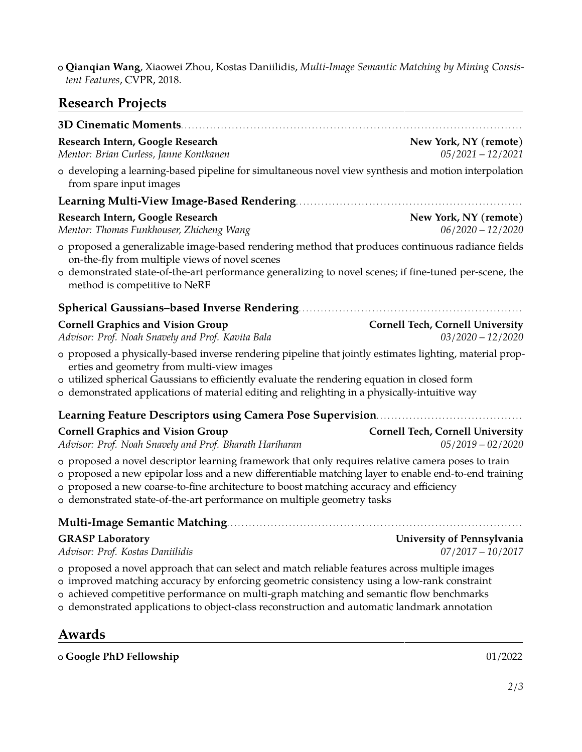- **Qianqian Wang**, Xiaowei Zhou, Kostas Daniilidis, *Multi-Image Semantic Matching by Mining Consistent Features*, CVPR, 2018.

## Research Projects

### 3D Cinematic Moments

**Research Intern, Google Research** — **New York, NY (remote)**
*Mentor: Brian Curless, Janne Kontkanen* — *05/2021 – 12/2021*

- developing a learning-based pipeline for simultaneous novel view synthesis and motion interpolation from spare input images

### Learning Multi-View Image-Based Rendering

**Research Intern, Google Research** — **New York, NY (remote)**
*Mentor: Thomas Funkhouser, Zhicheng Wang* — *06/2020 – 12/2020*

- proposed a generalizable image-based rendering method that produces continuous radiance fields on-the-fly from multiple views of novel scenes
- demonstrated state-of-the-art performance generalizing to novel scenes; if fine-tuned per-scene, the method is competitive to NeRF

### Spherical Gaussians–based Inverse Rendering

**Cornell Graphics and Vision Group** — **Cornell Tech, Cornell University**
*Advisor: Prof. Noah Snavely and Prof. Kavita Bala* — *03/2020 – 12/2020*

- proposed a physically-based inverse rendering pipeline that jointly estimates lighting, material properties and geometry from multi-view images
- utilized spherical Gaussians to efficiently evaluate the rendering equation in closed form
- demonstrated applications of material editing and relighting in a physically-intuitive way

### Learning Feature Descriptors using Camera Pose Supervision

**Cornell Graphics and Vision Group** — **Cornell Tech, Cornell University**
*Advisor: Prof. Noah Snavely and Prof. Bharath Hariharan* — *05/2019 – 02/2020*

- proposed a novel descriptor learning framework that only requires relative camera poses to train
- proposed a new epipolar loss and a new differentiable matching layer to enable end-to-end training
- proposed a new coarse-to-fine architecture to boost matching accuracy and efficiency
- demonstrated state-of-the-art performance on multiple geometry tasks

### Multi-Image Semantic Matching

**GRASP Laboratory** — **University of Pennsylvania**
*Advisor: Prof. Kostas Daniilidis* — *07/2017 – 10/2017*

- proposed a novel approach that can select and match reliable features across multiple images
- improved matching accuracy by enforcing geometric consistency using a low-rank constraint
- achieved competitive performance on multi-graph matching and semantic flow benchmarks
- demonstrated applications to object-class reconstruction and automatic landmark annotation

## Awards

- **Google PhD Fellowship** — 01/2022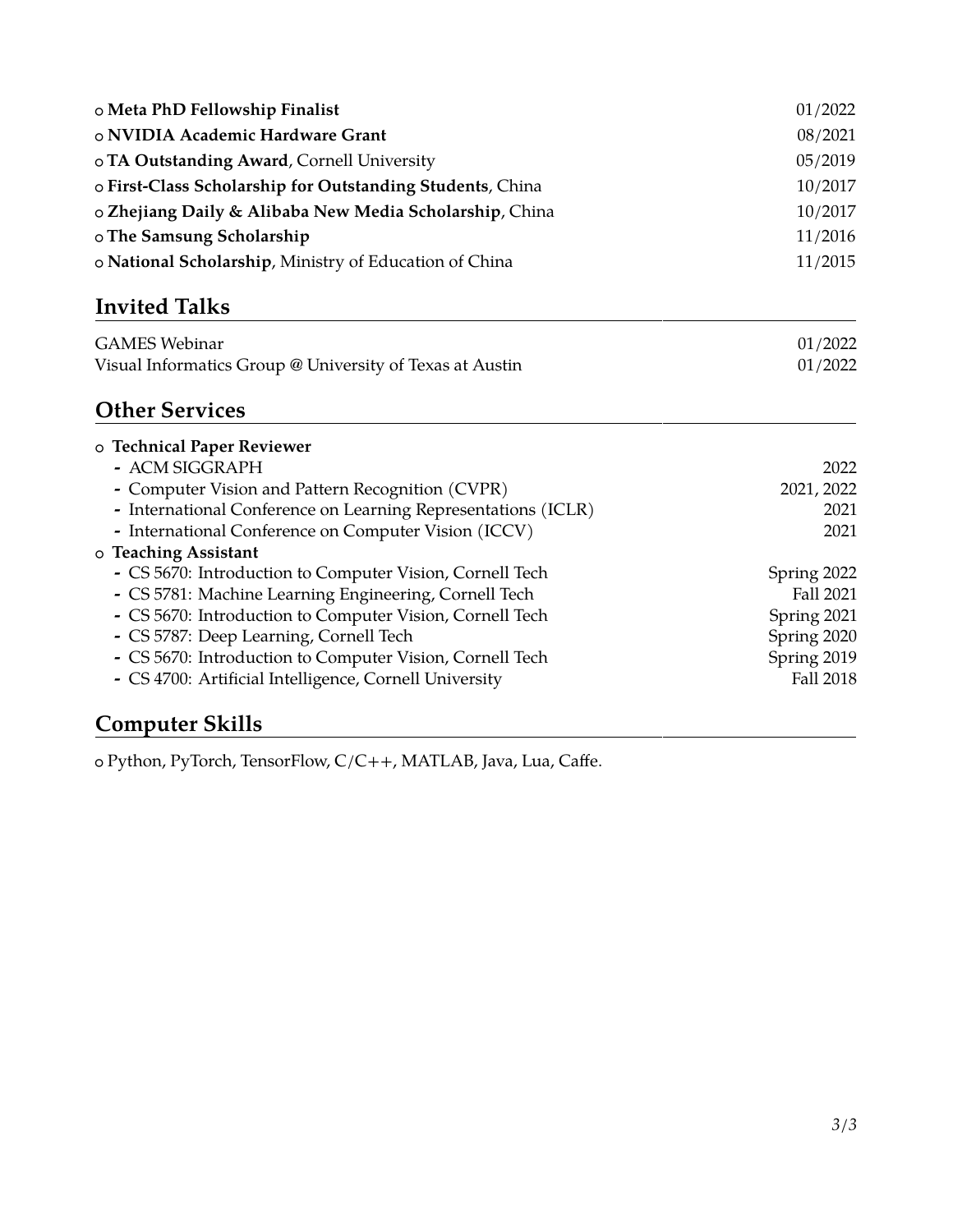- **Meta PhD Fellowship Finalist** 01/2022
- **NVIDIA Academic Hardware Grant** 08/2021
- **TA Outstanding Award**, Cornell University 05/2019
- **First-Class Scholarship for Outstanding Students**, China 10/2017
- **Zhejiang Daily & Alibaba New Media Scholarship**, China 10/2017
- **The Samsung Scholarship** 11/2016
- **National Scholarship**, Ministry of Education of China 11/2015

## Invited Talks

GAMES Webinar 01/2022
Visual Informatics Group @ University of Texas at Austin 01/2022

## Other Services

- **Technical Paper Reviewer**
  - ACM SIGGRAPH 2022
  - Computer Vision and Pattern Recognition (CVPR) 2021, 2022
  - International Conference on Learning Representations (ICLR) 2021
  - International Conference on Computer Vision (ICCV) 2021
- **Teaching Assistant**
  - CS 5670: Introduction to Computer Vision, Cornell Tech Spring 2022
  - CS 5781: Machine Learning Engineering, Cornell Tech Fall 2021
  - CS 5670: Introduction to Computer Vision, Cornell Tech Spring 2021
  - CS 5787: Deep Learning, Cornell Tech Spring 2020
  - CS 5670: Introduction to Computer Vision, Cornell Tech Spring 2019
  - CS 4700: Artificial Intelligence, Cornell University Fall 2018

## Computer Skills

- Python, PyTorch, TensorFlow, C/C++, MATLAB, Java, Lua, Caffe.